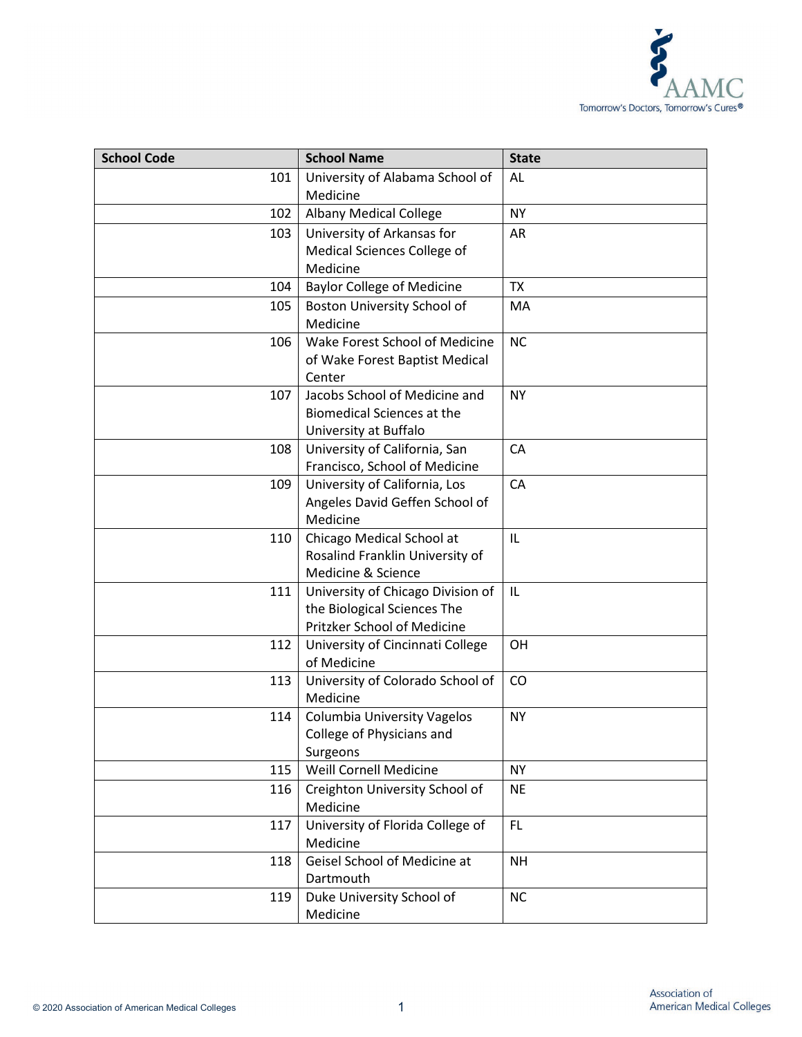| School Code | School Name | State |
|---|---|---|
| 101 | University of Alabama School of Medicine | AL |
| 102 | Albany Medical College | NY |
| 103 | University of Arkansas for Medical Sciences College of Medicine | AR |
| 104 | Baylor College of Medicine | TX |
| 105 | Boston University School of Medicine | MA |
| 106 | Wake Forest School of Medicine of Wake Forest Baptist Medical Center | NC |
| 107 | Jacobs School of Medicine and Biomedical Sciences at the University at Buffalo | NY |
| 108 | University of California, San Francisco, School of Medicine | CA |
| 109 | University of California, Los Angeles David Geffen School of Medicine | CA |
| 110 | Chicago Medical School at Rosalind Franklin University of Medicine & Science | IL |
| 111 | University of Chicago Division of the Biological Sciences The Pritzker School of Medicine | IL |
| 112 | University of Cincinnati College of Medicine | OH |
| 113 | University of Colorado School of Medicine | CO |
| 114 | Columbia University Vagelos College of Physicians and Surgeons | NY |
| 115 | Weill Cornell Medicine | NY |
| 116 | Creighton University School of Medicine | NE |
| 117 | University of Florida College of Medicine | FL |
| 118 | Geisel School of Medicine at Dartmouth | NH |
| 119 | Duke University School of Medicine | NC |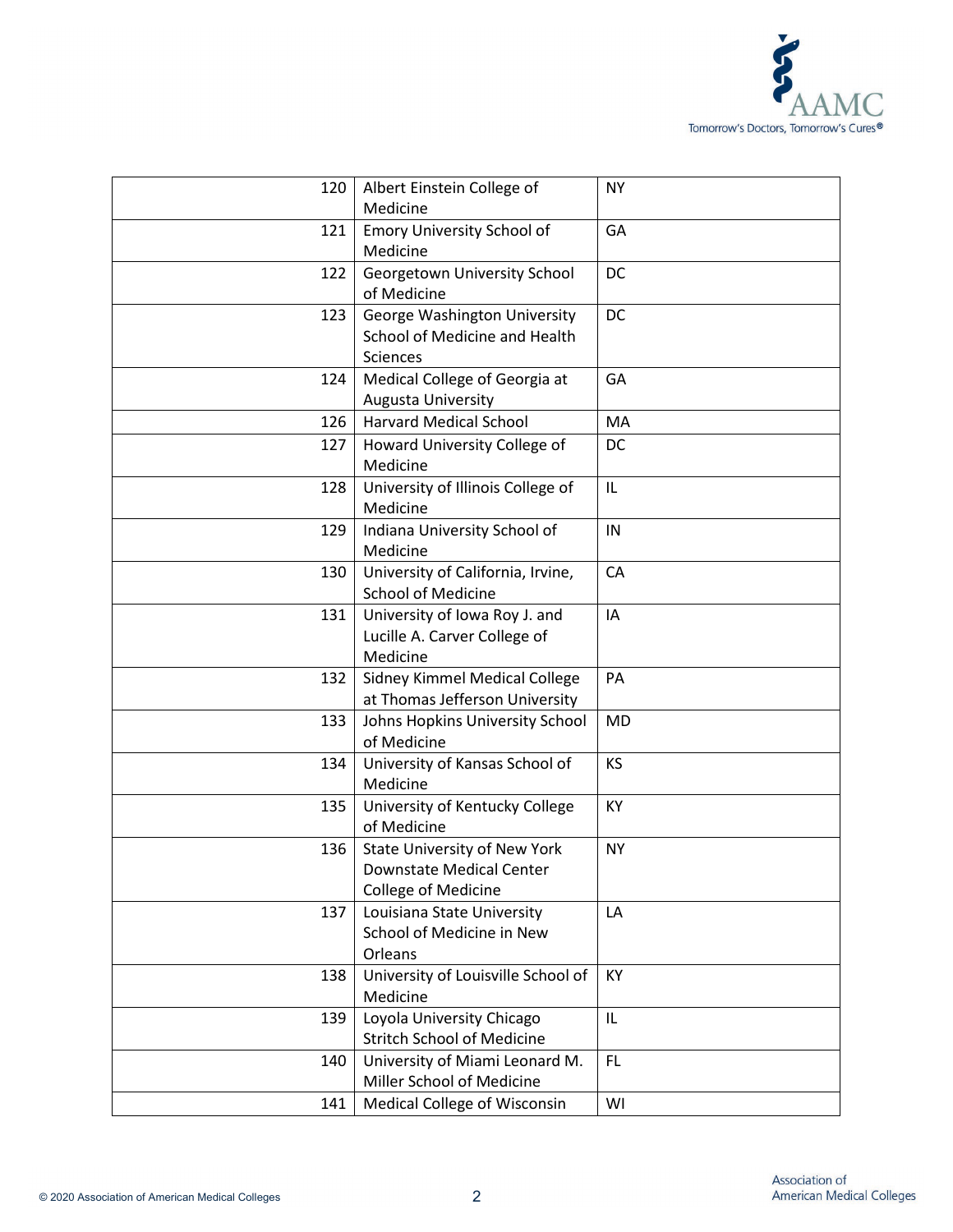| | | |
|---|---|---|
| 120 | Albert Einstein College of Medicine | NY |
| 121 | Emory University School of Medicine | GA |
| 122 | Georgetown University School of Medicine | DC |
| 123 | George Washington University School of Medicine and Health Sciences | DC |
| 124 | Medical College of Georgia at Augusta University | GA |
| 126 | Harvard Medical School | MA |
| 127 | Howard University College of Medicine | DC |
| 128 | University of Illinois College of Medicine | IL |
| 129 | Indiana University School of Medicine | IN |
| 130 | University of California, Irvine, School of Medicine | CA |
| 131 | University of Iowa Roy J. and Lucille A. Carver College of Medicine | IA |
| 132 | Sidney Kimmel Medical College at Thomas Jefferson University | PA |
| 133 | Johns Hopkins University School of Medicine | MD |
| 134 | University of Kansas School of Medicine | KS |
| 135 | University of Kentucky College of Medicine | KY |
| 136 | State University of New York Downstate Medical Center College of Medicine | NY |
| 137 | Louisiana State University School of Medicine in New Orleans | LA |
| 138 | University of Louisville School of Medicine | KY |
| 139 | Loyola University Chicago Stritch School of Medicine | IL |
| 140 | University of Miami Leonard M. Miller School of Medicine | FL |
| 141 | Medical College of Wisconsin | WI |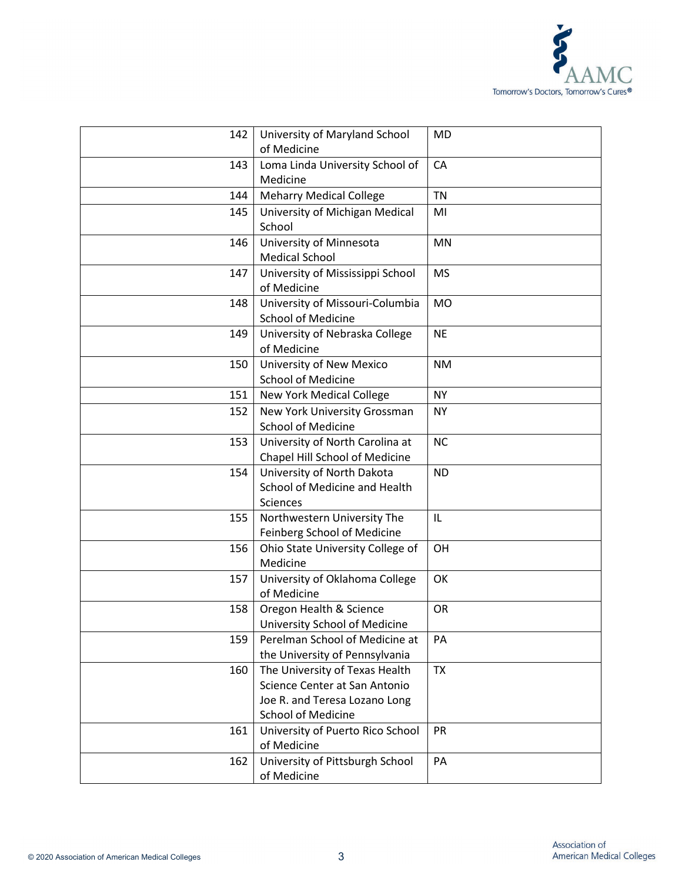| | | |
|---|---|---|
| 142 | University of Maryland School of Medicine | MD |
| 143 | Loma Linda University School of Medicine | CA |
| 144 | Meharry Medical College | TN |
| 145 | University of Michigan Medical School | MI |
| 146 | University of Minnesota Medical School | MN |
| 147 | University of Mississippi School of Medicine | MS |
| 148 | University of Missouri-Columbia School of Medicine | MO |
| 149 | University of Nebraska College of Medicine | NE |
| 150 | University of New Mexico School of Medicine | NM |
| 151 | New York Medical College | NY |
| 152 | New York University Grossman School of Medicine | NY |
| 153 | University of North Carolina at Chapel Hill School of Medicine | NC |
| 154 | University of North Dakota School of Medicine and Health Sciences | ND |
| 155 | Northwestern University The Feinberg School of Medicine | IL |
| 156 | Ohio State University College of Medicine | OH |
| 157 | University of Oklahoma College of Medicine | OK |
| 158 | Oregon Health & Science University School of Medicine | OR |
| 159 | Perelman School of Medicine at the University of Pennsylvania | PA |
| 160 | The University of Texas Health Science Center at San Antonio Joe R. and Teresa Lozano Long School of Medicine | TX |
| 161 | University of Puerto Rico School of Medicine | PR |
| 162 | University of Pittsburgh School of Medicine | PA |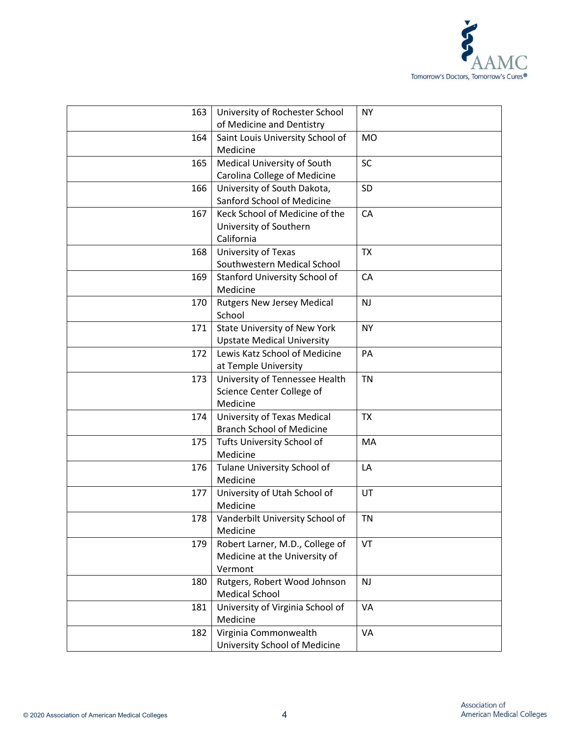| | | |
|---|---|---|
| 163 | University of Rochester School of Medicine and Dentistry | NY |
| 164 | Saint Louis University School of Medicine | MO |
| 165 | Medical University of South Carolina College of Medicine | SC |
| 166 | University of South Dakota, Sanford School of Medicine | SD |
| 167 | Keck School of Medicine of the University of Southern California | CA |
| 168 | University of Texas Southwestern Medical School | TX |
| 169 | Stanford University School of Medicine | CA |
| 170 | Rutgers New Jersey Medical School | NJ |
| 171 | State University of New York Upstate Medical University | NY |
| 172 | Lewis Katz School of Medicine at Temple University | PA |
| 173 | University of Tennessee Health Science Center College of Medicine | TN |
| 174 | University of Texas Medical Branch School of Medicine | TX |
| 175 | Tufts University School of Medicine | MA |
| 176 | Tulane University School of Medicine | LA |
| 177 | University of Utah School of Medicine | UT |
| 178 | Vanderbilt University School of Medicine | TN |
| 179 | Robert Larner, M.D., College of Medicine at the University of Vermont | VT |
| 180 | Rutgers, Robert Wood Johnson Medical School | NJ |
| 181 | University of Virginia School of Medicine | VA |
| 182 | Virginia Commonwealth University School of Medicine | VA |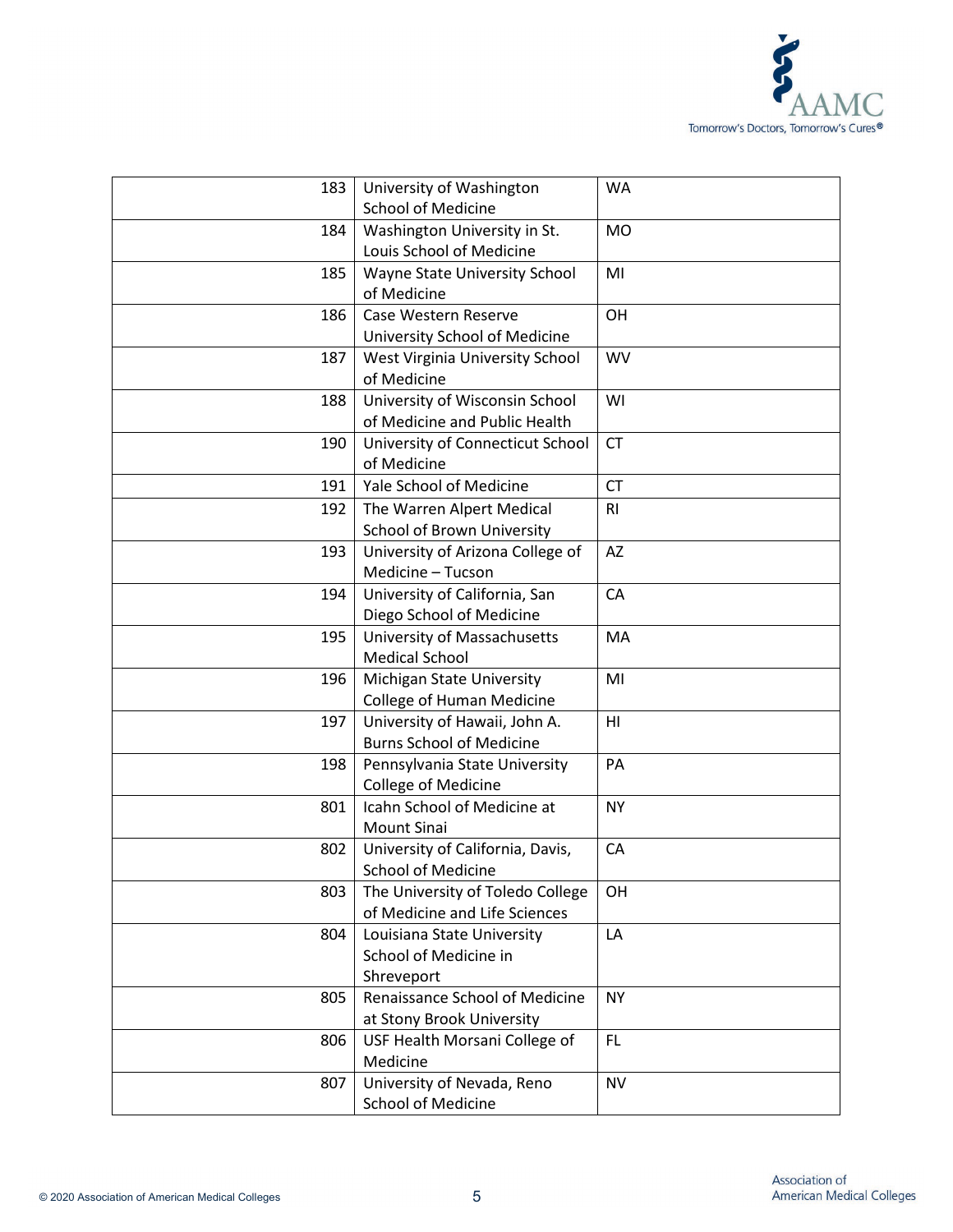| | | |
|---|---|---|
| 183 | University of Washington School of Medicine | WA |
| 184 | Washington University in St. Louis School of Medicine | MO |
| 185 | Wayne State University School of Medicine | MI |
| 186 | Case Western Reserve University School of Medicine | OH |
| 187 | West Virginia University School of Medicine | WV |
| 188 | University of Wisconsin School of Medicine and Public Health | WI |
| 190 | University of Connecticut School of Medicine | CT |
| 191 | Yale School of Medicine | CT |
| 192 | The Warren Alpert Medical School of Brown University | RI |
| 193 | University of Arizona College of Medicine – Tucson | AZ |
| 194 | University of California, San Diego School of Medicine | CA |
| 195 | University of Massachusetts Medical School | MA |
| 196 | Michigan State University College of Human Medicine | MI |
| 197 | University of Hawaii, John A. Burns School of Medicine | HI |
| 198 | Pennsylvania State University College of Medicine | PA |
| 801 | Icahn School of Medicine at Mount Sinai | NY |
| 802 | University of California, Davis, School of Medicine | CA |
| 803 | The University of Toledo College of Medicine and Life Sciences | OH |
| 804 | Louisiana State University School of Medicine in Shreveport | LA |
| 805 | Renaissance School of Medicine at Stony Brook University | NY |
| 806 | USF Health Morsani College of Medicine | FL |
| 807 | University of Nevada, Reno School of Medicine | NV |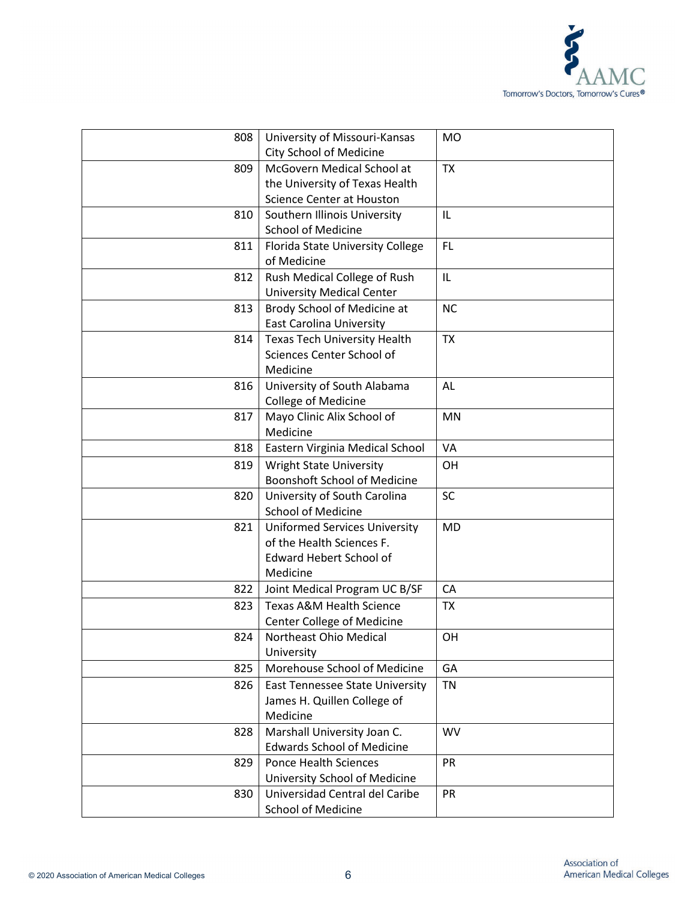| | | |
|---|---|---|
| 808 | University of Missouri-Kansas City School of Medicine | MO |
| 809 | McGovern Medical School at the University of Texas Health Science Center at Houston | TX |
| 810 | Southern Illinois University School of Medicine | IL |
| 811 | Florida State University College of Medicine | FL |
| 812 | Rush Medical College of Rush University Medical Center | IL |
| 813 | Brody School of Medicine at East Carolina University | NC |
| 814 | Texas Tech University Health Sciences Center School of Medicine | TX |
| 816 | University of South Alabama College of Medicine | AL |
| 817 | Mayo Clinic Alix School of Medicine | MN |
| 818 | Eastern Virginia Medical School | VA |
| 819 | Wright State University Boonshoft School of Medicine | OH |
| 820 | University of South Carolina School of Medicine | SC |
| 821 | Uniformed Services University of the Health Sciences F. Edward Hebert School of Medicine | MD |
| 822 | Joint Medical Program UC B/SF | CA |
| 823 | Texas A&M Health Science Center College of Medicine | TX |
| 824 | Northeast Ohio Medical University | OH |
| 825 | Morehouse School of Medicine | GA |
| 826 | East Tennessee State University James H. Quillen College of Medicine | TN |
| 828 | Marshall University Joan C. Edwards School of Medicine | WV |
| 829 | Ponce Health Sciences University School of Medicine | PR |
| 830 | Universidad Central del Caribe School of Medicine | PR |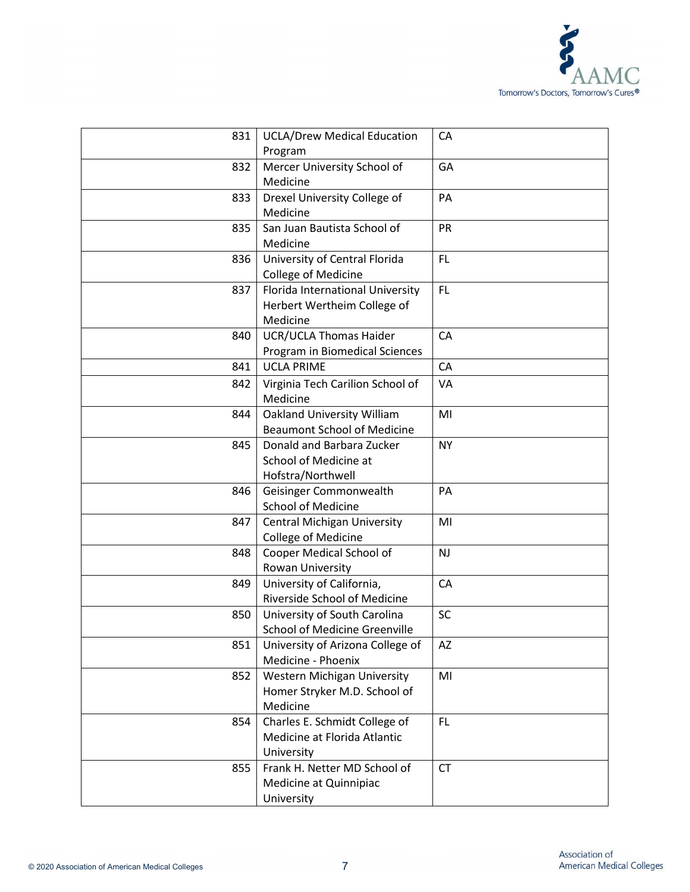| | | |
|---|---|---|
| 831 | UCLA/Drew Medical Education Program | CA |
| 832 | Mercer University School of Medicine | GA |
| 833 | Drexel University College of Medicine | PA |
| 835 | San Juan Bautista School of Medicine | PR |
| 836 | University of Central Florida College of Medicine | FL |
| 837 | Florida International University Herbert Wertheim College of Medicine | FL |
| 840 | UCR/UCLA Thomas Haider Program in Biomedical Sciences | CA |
| 841 | UCLA PRIME | CA |
| 842 | Virginia Tech Carilion School of Medicine | VA |
| 844 | Oakland University William Beaumont School of Medicine | MI |
| 845 | Donald and Barbara Zucker School of Medicine at Hofstra/Northwell | NY |
| 846 | Geisinger Commonwealth School of Medicine | PA |
| 847 | Central Michigan University College of Medicine | MI |
| 848 | Cooper Medical School of Rowan University | NJ |
| 849 | University of California, Riverside School of Medicine | CA |
| 850 | University of South Carolina School of Medicine Greenville | SC |
| 851 | University of Arizona College of Medicine - Phoenix | AZ |
| 852 | Western Michigan University Homer Stryker M.D. School of Medicine | MI |
| 854 | Charles E. Schmidt College of Medicine at Florida Atlantic University | FL |
| 855 | Frank H. Netter MD School of Medicine at Quinnipiac University | CT |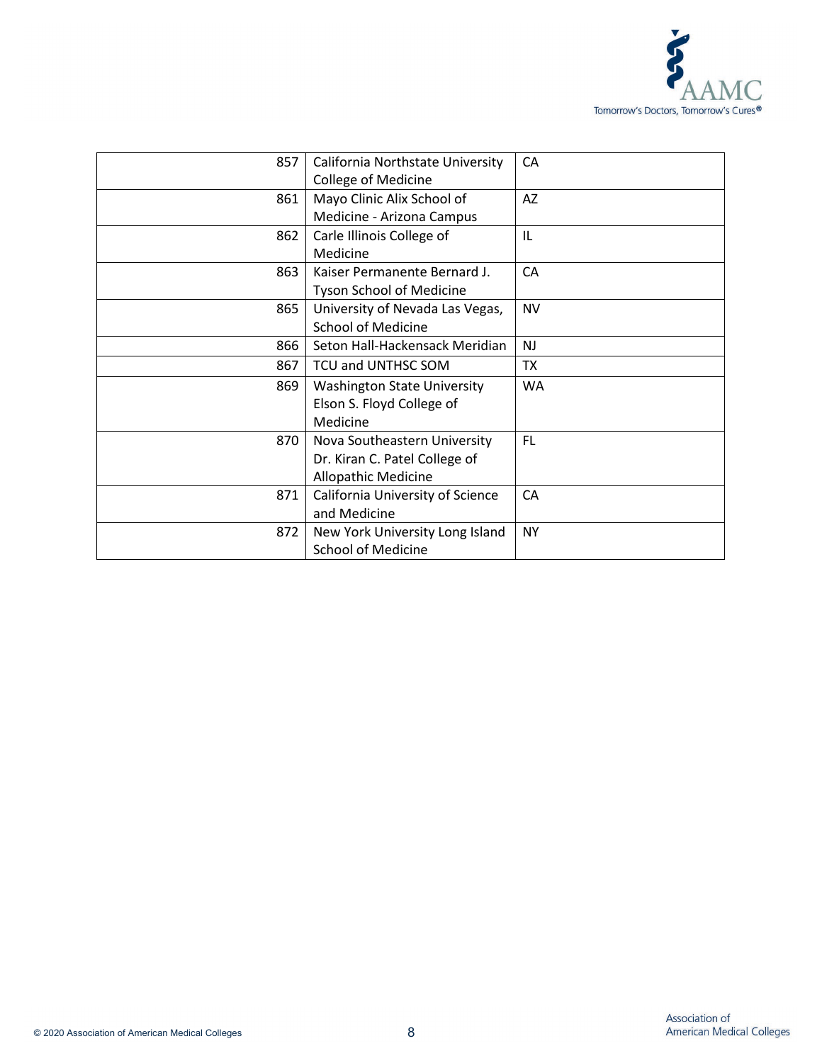| | | |
|---|---|---|
| 857 | California Northstate University College of Medicine | CA |
| 861 | Mayo Clinic Alix School of Medicine - Arizona Campus | AZ |
| 862 | Carle Illinois College of Medicine | IL |
| 863 | Kaiser Permanente Bernard J. Tyson School of Medicine | CA |
| 865 | University of Nevada Las Vegas, School of Medicine | NV |
| 866 | Seton Hall-Hackensack Meridian | NJ |
| 867 | TCU and UNTHSC SOM | TX |
| 869 | Washington State University Elson S. Floyd College of Medicine | WA |
| 870 | Nova Southeastern University Dr. Kiran C. Patel College of Allopathic Medicine | FL |
| 871 | California University of Science and Medicine | CA |
| 872 | New York University Long Island School of Medicine | NY |